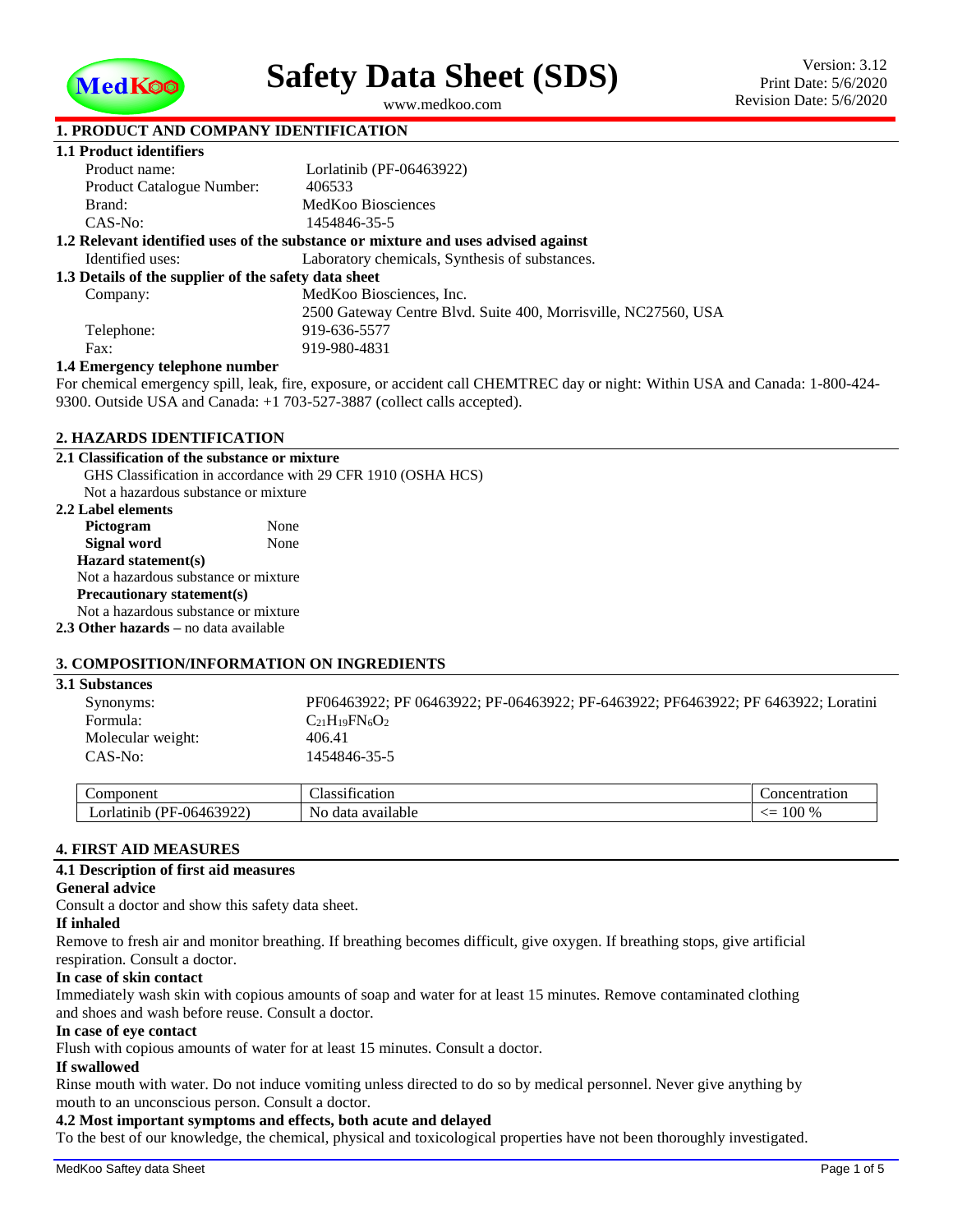# Safety Data Sheet (SDS)

www.medkoo.com

Version: 3.12
Print Date: 5/6/2020
Revision Date: 5/6/2020

## 1. PRODUCT AND COMPANY IDENTIFICATION

### 1.1 Product identifiers

Product name: Lorlatinib (PF-06463922)
Product Catalogue Number: 406533
Brand: MedKoo Biosciences
CAS-No: 1454846-35-5

### 1.2 Relevant identified uses of the substance or mixture and uses advised against

Identified uses: Laboratory chemicals, Synthesis of substances.

### 1.3 Details of the supplier of the safety data sheet

Company: MedKoo Biosciences, Inc.
2500 Gateway Centre Blvd. Suite 400, Morrisville, NC27560, USA
Telephone: 919-636-5577
Fax: 919-980-4831

### 1.4 Emergency telephone number

For chemical emergency spill, leak, fire, exposure, or accident call CHEMTREC day or night: Within USA and Canada: 1-800-424-9300. Outside USA and Canada: +1 703-527-3887 (collect calls accepted).

## 2. HAZARDS IDENTIFICATION

### 2.1 Classification of the substance or mixture

GHS Classification in accordance with 29 CFR 1910 (OSHA HCS)
Not a hazardous substance or mixture

### 2.2 Label elements

**Pictogram** None
**Signal word** None

**Hazard statement(s)**
Not a hazardous substance or mixture

**Precautionary statement(s)**
Not a hazardous substance or mixture

**2.3 Other hazards** – no data available

## 3. COMPOSITION/INFORMATION ON INGREDIENTS

### 3.1 Substances

Synonyms: PF06463922; PF 06463922; PF-06463922; PF-6463922; PF6463922; PF 6463922; Loratini
Formula: $C_{21}H_{19}FN_6O_2$
Molecular weight: 406.41
CAS-No: 1454846-35-5

| Component | Classification | Concentration |
| --- | --- | --- |
| Lorlatinib (PF-06463922) | No data available | <= 100 % |

## 4. FIRST AID MEASURES

### 4.1 Description of first aid measures

**General advice**
Consult a doctor and show this safety data sheet.

**If inhaled**
Remove to fresh air and monitor breathing. If breathing becomes difficult, give oxygen. If breathing stops, give artificial respiration. Consult a doctor.

**In case of skin contact**
Immediately wash skin with copious amounts of soap and water for at least 15 minutes. Remove contaminated clothing and shoes and wash before reuse. Consult a doctor.

**In case of eye contact**
Flush with copious amounts of water for at least 15 minutes. Consult a doctor.

**If swallowed**
Rinse mouth with water. Do not induce vomiting unless directed to do so by medical personnel. Never give anything by mouth to an unconscious person. Consult a doctor.

### 4.2 Most important symptoms and effects, both acute and delayed

To the best of our knowledge, the chemical, physical and toxicological properties have not been thoroughly investigated.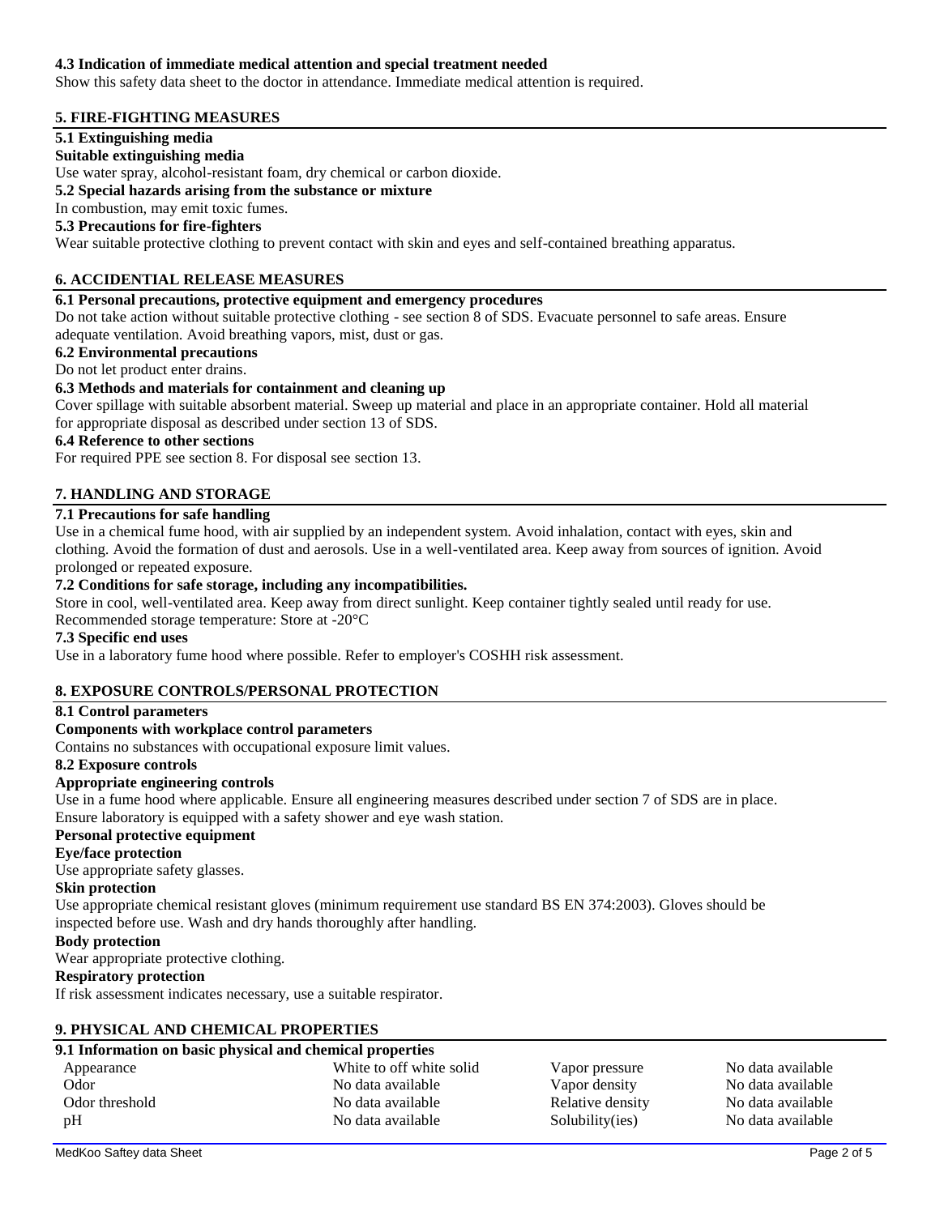### 4.3 Indication of immediate medical attention and special treatment needed

Show this safety data sheet to the doctor in attendance. Immediate medical attention is required.

## 5. FIRE-FIGHTING MEASURES

### 5.1 Extinguishing media

**Suitable extinguishing media**

Use water spray, alcohol-resistant foam, dry chemical or carbon dioxide.

### 5.2 Special hazards arising from the substance or mixture

In combustion, may emit toxic fumes.

### 5.3 Precautions for fire-fighters

Wear suitable protective clothing to prevent contact with skin and eyes and self-contained breathing apparatus.

## 6. ACCIDENTAL RELEASE MEASURES

### 6.1 Personal precautions, protective equipment and emergency procedures

Do not take action without suitable protective clothing - see section 8 of SDS. Evacuate personnel to safe areas. Ensure adequate ventilation. Avoid breathing vapors, mist, dust or gas.

### 6.2 Environmental precautions

Do not let product enter drains.

### 6.3 Methods and materials for containment and cleaning up

Cover spillage with suitable absorbent material. Sweep up material and place in an appropriate container. Hold all material for appropriate disposal as described under section 13 of SDS.

### 6.4 Reference to other sections

For required PPE see section 8. For disposal see section 13.

## 7. HANDLING AND STORAGE

### 7.1 Precautions for safe handling

Use in a chemical fume hood, with air supplied by an independent system. Avoid inhalation, contact with eyes, skin and clothing. Avoid the formation of dust and aerosols. Use in a well-ventilated area. Keep away from sources of ignition. Avoid prolonged or repeated exposure.

### 7.2 Conditions for safe storage, including any incompatibilities.

Store in cool, well-ventilated area. Keep away from direct sunlight. Keep container tightly sealed until ready for use.
Recommended storage temperature: Store at -20°C

### 7.3 Specific end uses

Use in a laboratory fume hood where possible. Refer to employer's COSHH risk assessment.

## 8. EXPOSURE CONTROLS/PERSONAL PROTECTION

### 8.1 Control parameters

**Components with workplace control parameters**

Contains no substances with occupational exposure limit values.

### 8.2 Exposure controls

**Appropriate engineering controls**

Use in a fume hood where applicable. Ensure all engineering measures described under section 7 of SDS are in place. Ensure laboratory is equipped with a safety shower and eye wash station.

**Personal protective equipment**

**Eye/face protection**

Use appropriate safety glasses.

**Skin protection**

Use appropriate chemical resistant gloves (minimum requirement use standard BS EN 374:2003). Gloves should be inspected before use. Wash and dry hands thoroughly after handling.

**Body protection**

Wear appropriate protective clothing.

**Respiratory protection**

If risk assessment indicates necessary, use a suitable respirator.

## 9. PHYSICAL AND CHEMICAL PROPERTIES

### 9.1 Information on basic physical and chemical properties

| | | | |
|---|---|---|---|
| Appearance | White to off white solid | Vapor pressure | No data available |
| Odor | No data available | Vapor density | No data available |
| Odor threshold | No data available | Relative density | No data available |
| pH | No data available | Solubility(ies) | No data available |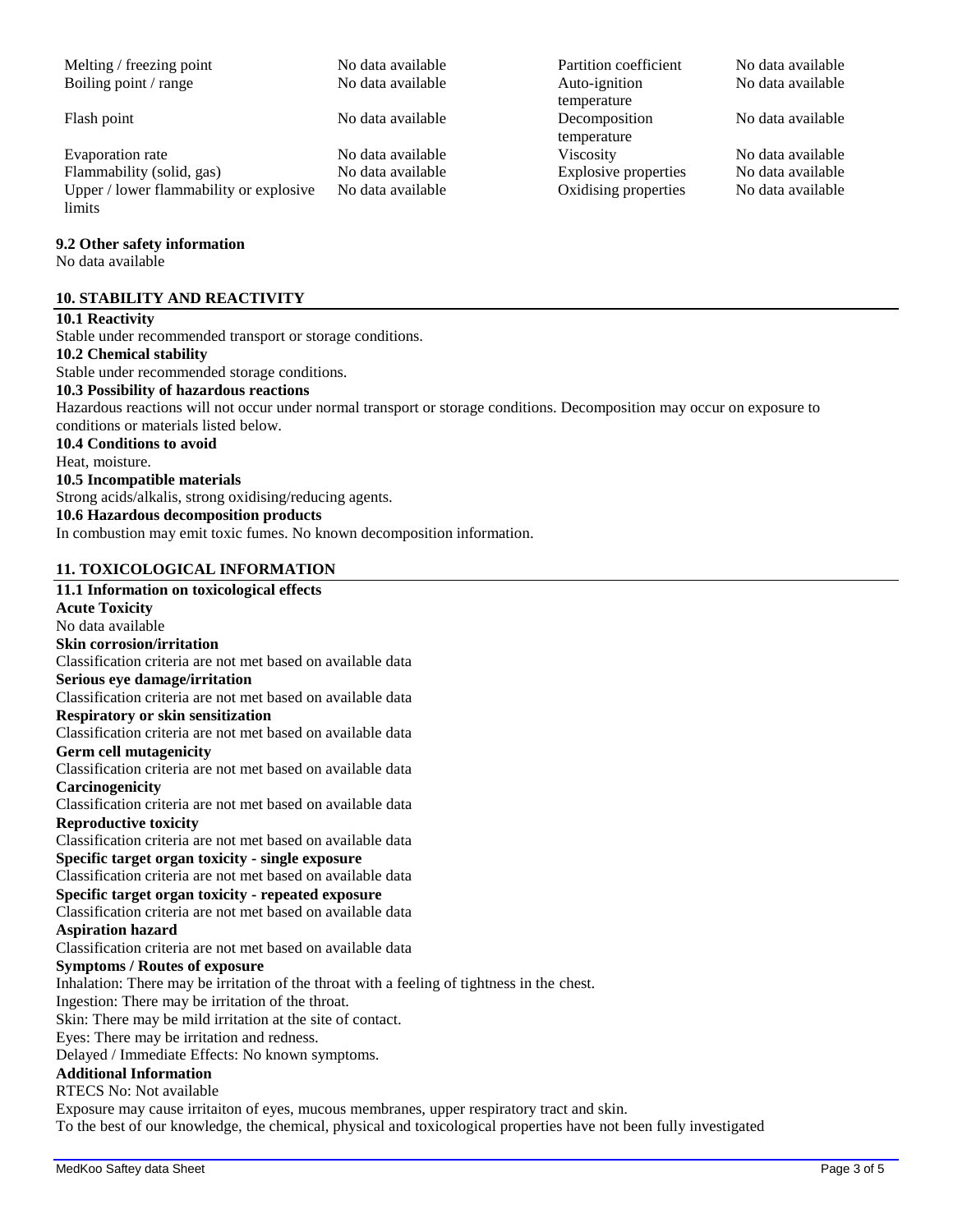| | | | |
|---|---|---|---|
| Melting / freezing point | No data available | Partition coefficient | No data available |
| Boiling point / range | No data available | Auto-ignition temperature | No data available |
| Flash point | No data available | Decomposition temperature | No data available |
| Evaporation rate | No data available | Viscosity | No data available |
| Flammability (solid, gas) | No data available | Explosive properties | No data available |
| Upper / lower flammability or explosive limits | No data available | Oxidising properties | No data available |

**9.2 Other safety information**
No data available

## 10. STABILITY AND REACTIVITY

**10.1 Reactivity**
Stable under recommended transport or storage conditions.

**10.2 Chemical stability**
Stable under recommended storage conditions.

**10.3 Possibility of hazardous reactions**
Hazardous reactions will not occur under normal transport or storage conditions. Decomposition may occur on exposure to conditions or materials listed below.

**10.4 Conditions to avoid**
Heat, moisture.

**10.5 Incompatible materials**
Strong acids/alkalis, strong oxidising/reducing agents.

**10.6 Hazardous decomposition products**
In combustion may emit toxic fumes. No known decomposition information.

## 11. TOXICOLOGICAL INFORMATION

**11.1 Information on toxicological effects**

**Acute Toxicity**
No data available

**Skin corrosion/irritation**
Classification criteria are not met based on available data

**Serious eye damage/irritation**
Classification criteria are not met based on available data

**Respiratory or skin sensitization**
Classification criteria are not met based on available data

**Germ cell mutagenicity**
Classification criteria are not met based on available data

**Carcinogenicity**
Classification criteria are not met based on available data

**Reproductive toxicity**
Classification criteria are not met based on available data

**Specific target organ toxicity - single exposure**
Classification criteria are not met based on available data

**Specific target organ toxicity - repeated exposure**
Classification criteria are not met based on available data

**Aspiration hazard**
Classification criteria are not met based on available data

**Symptoms / Routes of exposure**
Inhalation: There may be irritation of the throat with a feeling of tightness in the chest.
Ingestion: There may be irritation of the throat.
Skin: There may be mild irritation at the site of contact.
Eyes: There may be irritation and redness.
Delayed / Immediate Effects: No known symptoms.

**Additional Information**
RTECS No: Not available
Exposure may cause irritaiton of eyes, mucous membranes, upper respiratory tract and skin.
To the best of our knowledge, the chemical, physical and toxicological properties have not been fully investigated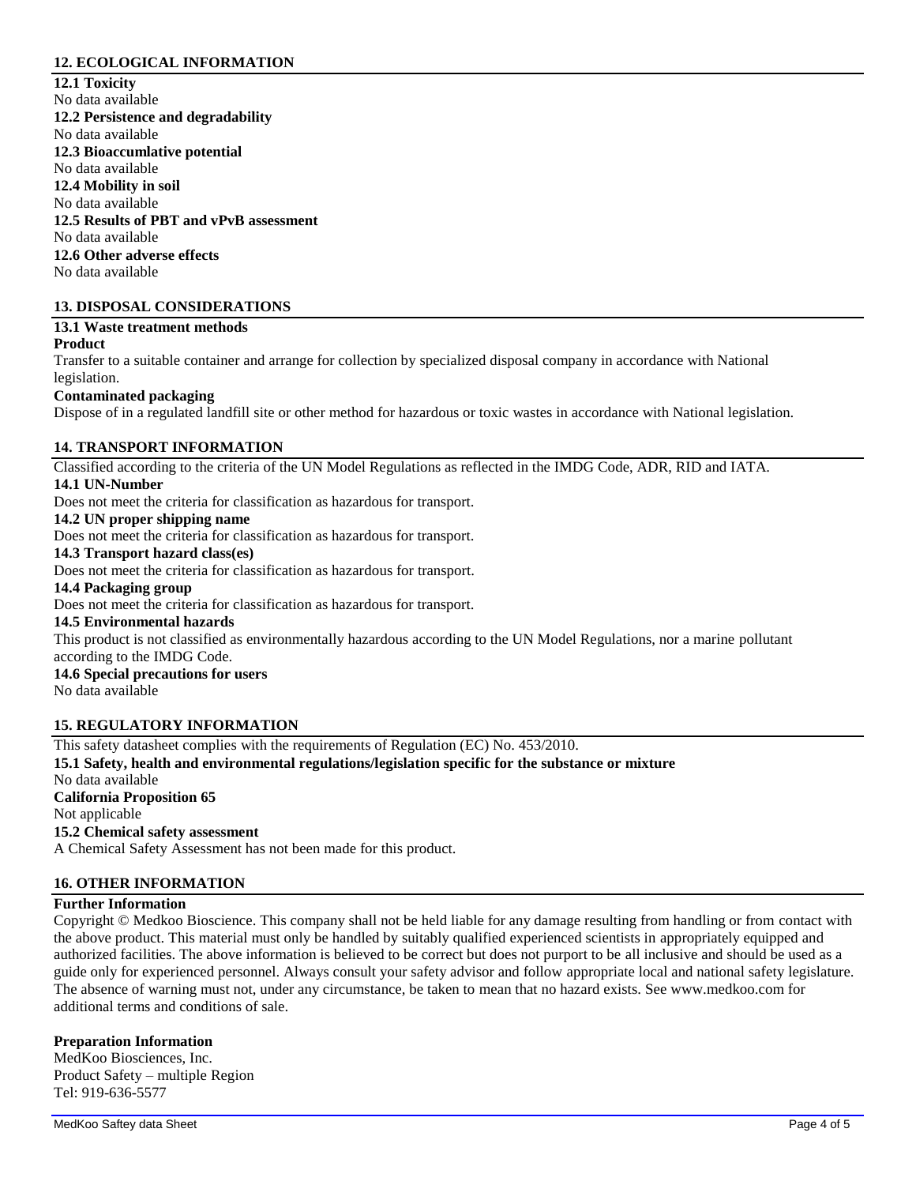## 12. ECOLOGICAL INFORMATION

**12.1 Toxicity**
No data available
**12.2 Persistence and degradability**
No data available
**12.3 Bioaccumlative potential**
No data available
**12.4 Mobility in soil**
No data available
**12.5 Results of PBT and vPvB assessment**
No data available
**12.6 Other adverse effects**
No data available

## 13. DISPOSAL CONSIDERATIONS

**13.1 Waste treatment methods**
**Product**
Transfer to a suitable container and arrange for collection by specialized disposal company in accordance with National legislation.
**Contaminated packaging**
Dispose of in a regulated landfill site or other method for hazardous or toxic wastes in accordance with National legislation.

## 14. TRANSPORT INFORMATION

Classified according to the criteria of the UN Model Regulations as reflected in the IMDG Code, ADR, RID and IATA.
**14.1 UN-Number**
Does not meet the criteria for classification as hazardous for transport.
**14.2 UN proper shipping name**
Does not meet the criteria for classification as hazardous for transport.
**14.3 Transport hazard class(es)**
Does not meet the criteria for classification as hazardous for transport.
**14.4 Packaging group**
Does not meet the criteria for classification as hazardous for transport.
**14.5 Environmental hazards**
This product is not classified as environmentally hazardous according to the UN Model Regulations, nor a marine pollutant according to the IMDG Code.
**14.6 Special precautions for users**
No data available

## 15. REGULATORY INFORMATION

This safety datasheet complies with the requirements of Regulation (EC) No. 453/2010.
**15.1 Safety, health and environmental regulations/legislation specific for the substance or mixture**
No data available
**California Proposition 65**
Not applicable
**15.2 Chemical safety assessment**
A Chemical Safety Assessment has not been made for this product.

## 16. OTHER INFORMATION

**Further Information**
Copyright © Medkoo Bioscience. This company shall not be held liable for any damage resulting from handling or from contact with the above product. This material must only be handled by suitably qualified experienced scientists in appropriately equipped and authorized facilities. The above information is believed to be correct but does not purport to be all inclusive and should be used as a guide only for experienced personnel. Always consult your safety advisor and follow appropriate local and national safety legislature. The absence of warning must not, under any circumstance, be taken to mean that no hazard exists. See www.medkoo.com for additional terms and conditions of sale.

**Preparation Information**
MedKoo Biosciences, Inc.
Product Safety – multiple Region
Tel: 919-636-5577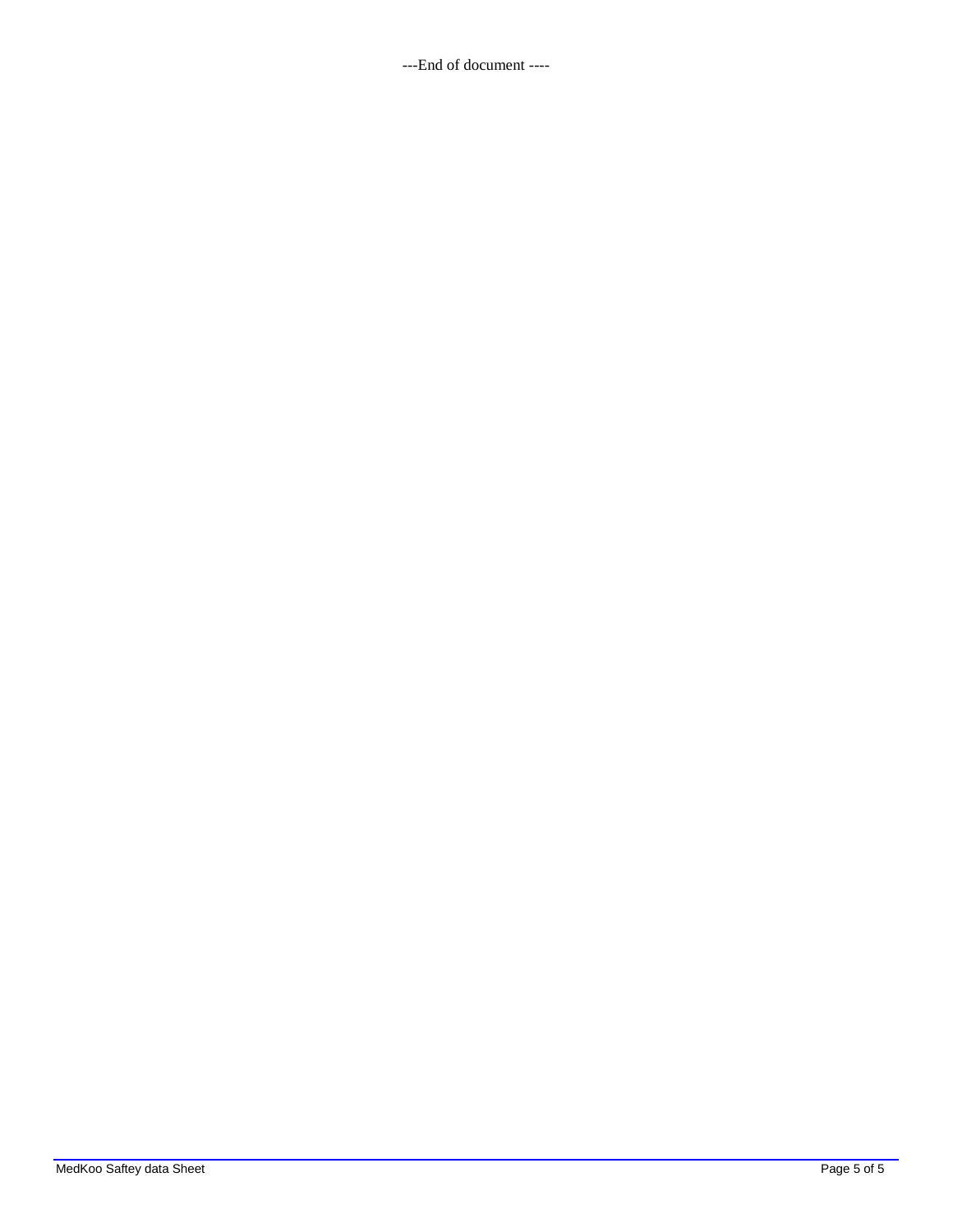---End of document ----